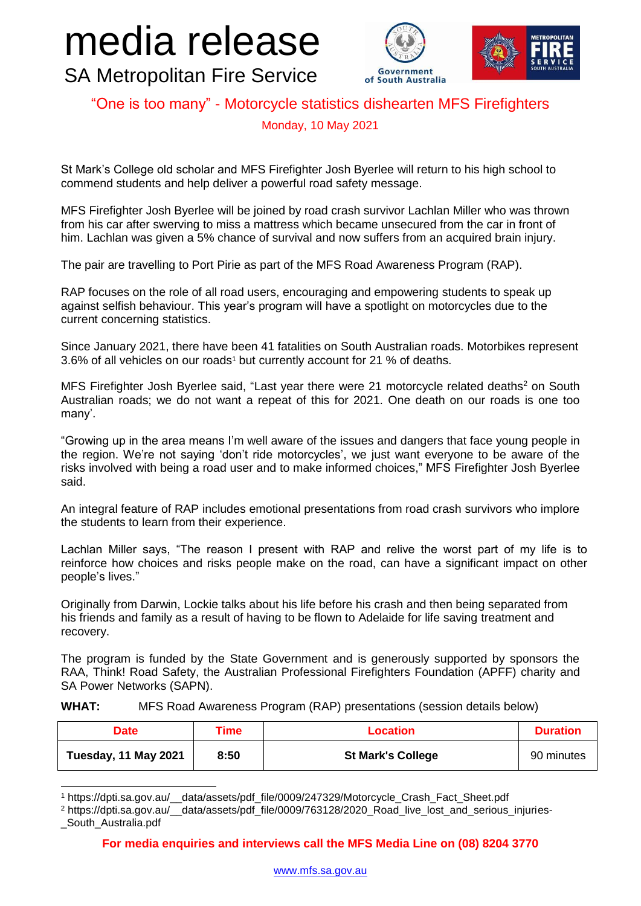# media release

SA Metropolitan Fire Service

## "One is too many" - Motorcycle statistics dishearten MFS Firefighters

Monday, 10 May 2021

St Mark's College old scholar and MFS Firefighter Josh Byerlee will return to his high school to commend students and help deliver a powerful road safety message.

MFS Firefighter Josh Byerlee will be joined by road crash survivor Lachlan Miller who was thrown from his car after swerving to miss a mattress which became unsecured from the car in front of him. Lachlan was given a 5% chance of survival and now suffers from an acquired brain injury.

The pair are travelling to Port Pirie as part of the MFS Road Awareness Program (RAP).

RAP focuses on the role of all road users, encouraging and empowering students to speak up against selfish behaviour. This year's program will have a spotlight on motorcycles due to the current concerning statistics.

Since January 2021, there have been 41 fatalities on South Australian roads. Motorbikes represent 3.6% of all vehicles on our roads[1] but currently account for 21 % of deaths.

MFS Firefighter Josh Byerlee said, "Last year there were 21 motorcycle related deaths[2] on South Australian roads; we do not want a repeat of this for 2021. One death on our roads is one too many'.

"Growing up in the area means I'm well aware of the issues and dangers that face young people in the region. We're not saying 'don't ride motorcycles', we just want everyone to be aware of the risks involved with being a road user and to make informed choices," MFS Firefighter Josh Byerlee said.

An integral feature of RAP includes emotional presentations from road crash survivors who implore the students to learn from their experience.

Lachlan Miller says, "The reason I present with RAP and relive the worst part of my life is to reinforce how choices and risks people make on the road, can have a significant impact on other people's lives."

Originally from Darwin, Lockie talks about his life before his crash and then being separated from his friends and family as a result of having to be flown to Adelaide for life saving treatment and recovery.

The program is funded by the State Government and is generously supported by sponsors the RAA, Think! Road Safety, the Australian Professional Firefighters Foundation (APFF) charity and SA Power Networks (SAPN).

**WHAT:** MFS Road Awareness Program (RAP) presentations (session details below)

| Date | Time | Location | Duration |
|---|---|---|---|
| **Tuesday, 11 May 2021** | **8:50** | **St Mark's College** | 90 minutes |

[1] https://dpti.sa.gov.au/__data/assets/pdf_file/0009/247329/Motorcycle_Crash_Fact_Sheet.pdf

[2] https://dpti.sa.gov.au/__data/assets/pdf_file/0009/763128/2020_Road_live_lost_and_serious_injuries-_South_Australia.pdf

**For media enquiries and interviews call the MFS Media Line on (08) 8204 3770**

www.mfs.sa.gov.au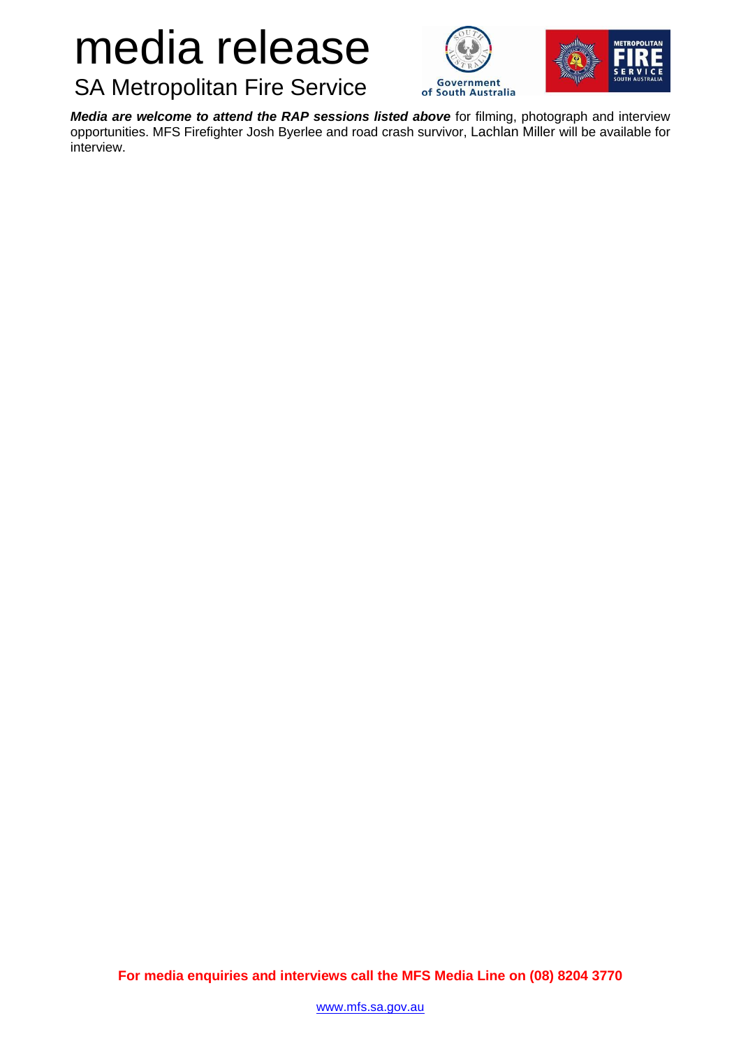***Media are welcome to attend the RAP sessions listed above*** for filming, photograph and interview opportunities. MFS Firefighter Josh Byerlee and road crash survivor, Lachlan Miller will be available for interview.

**For media enquiries and interviews call the MFS Media Line on (08) 8204 3770**

www.mfs.sa.gov.au